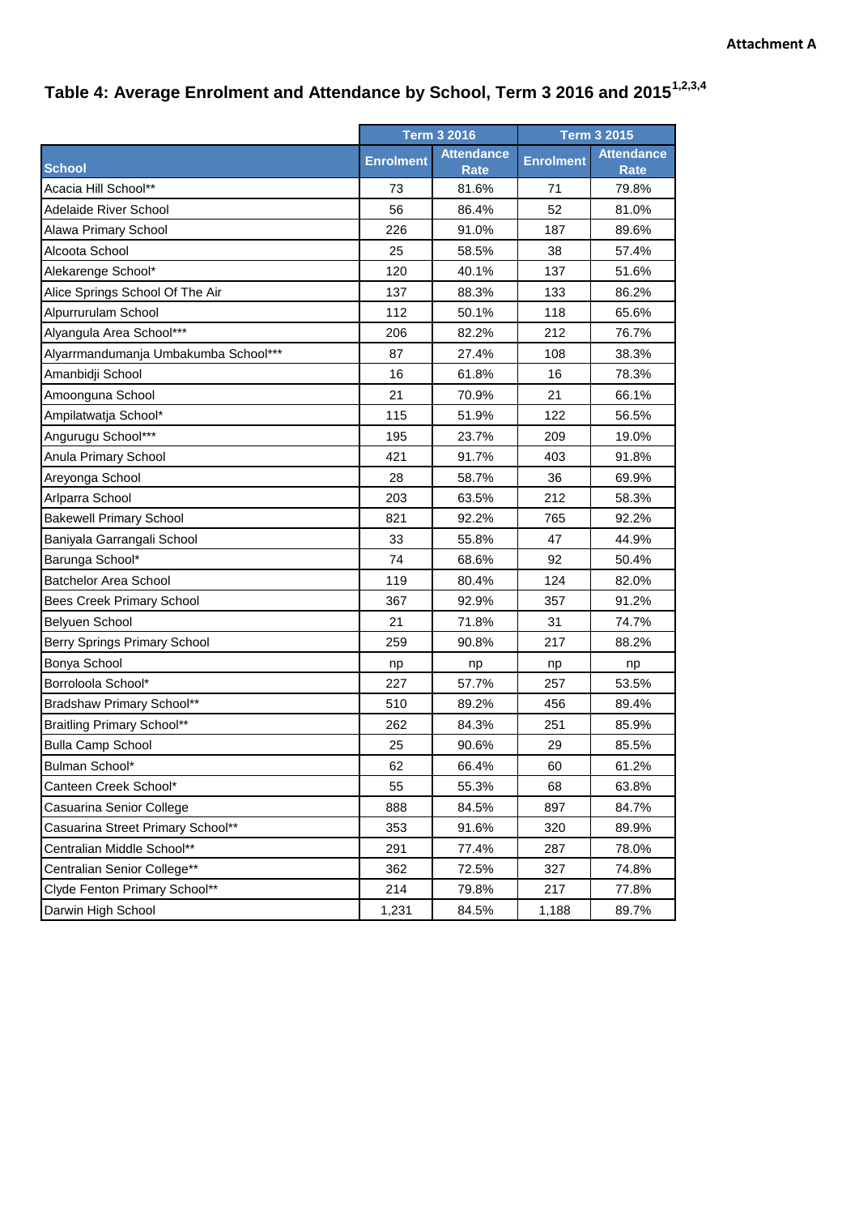**Attachment A**

## Table 4: Average Enrolment and Attendance by School, Term 3 2016 and 2015[1,2,3,4]

| | Term 3 2016 | | Term 3 2015 | |
|---|---|---|---|---|
| School | Enrolment | Attendance Rate | Enrolment | Attendance Rate |
| Acacia Hill School** | 73 | 81.6% | 71 | 79.8% |
| Adelaide River School | 56 | 86.4% | 52 | 81.0% |
| Alawa Primary School | 226 | 91.0% | 187 | 89.6% |
| Alcoota School | 25 | 58.5% | 38 | 57.4% |
| Alekarenge School* | 120 | 40.1% | 137 | 51.6% |
| Alice Springs School Of The Air | 137 | 88.3% | 133 | 86.2% |
| Alpurrurulam School | 112 | 50.1% | 118 | 65.6% |
| Alyangula Area School*** | 206 | 82.2% | 212 | 76.7% |
| Alyarrmandumanja Umbakumba School*** | 87 | 27.4% | 108 | 38.3% |
| Amanbidji School | 16 | 61.8% | 16 | 78.3% |
| Amoonguna School | 21 | 70.9% | 21 | 66.1% |
| Ampilatwatja School* | 115 | 51.9% | 122 | 56.5% |
| Angurugu School*** | 195 | 23.7% | 209 | 19.0% |
| Anula Primary School | 421 | 91.7% | 403 | 91.8% |
| Areyonga School | 28 | 58.7% | 36 | 69.9% |
| Arlparra School | 203 | 63.5% | 212 | 58.3% |
| Bakewell Primary School | 821 | 92.2% | 765 | 92.2% |
| Baniyala Garrangali School | 33 | 55.8% | 47 | 44.9% |
| Barunga School* | 74 | 68.6% | 92 | 50.4% |
| Batchelor Area School | 119 | 80.4% | 124 | 82.0% |
| Bees Creek Primary School | 367 | 92.9% | 357 | 91.2% |
| Belyuen School | 21 | 71.8% | 31 | 74.7% |
| Berry Springs Primary School | 259 | 90.8% | 217 | 88.2% |
| Bonya School | np | np | np | np |
| Borroloola School* | 227 | 57.7% | 257 | 53.5% |
| Bradshaw Primary School** | 510 | 89.2% | 456 | 89.4% |
| Braitling Primary School** | 262 | 84.3% | 251 | 85.9% |
| Bulla Camp School | 25 | 90.6% | 29 | 85.5% |
| Bulman School* | 62 | 66.4% | 60 | 61.2% |
| Canteen Creek School* | 55 | 55.3% | 68 | 63.8% |
| Casuarina Senior College | 888 | 84.5% | 897 | 84.7% |
| Casuarina Street Primary School** | 353 | 91.6% | 320 | 89.9% |
| Centralian Middle School** | 291 | 77.4% | 287 | 78.0% |
| Centralian Senior College** | 362 | 72.5% | 327 | 74.8% |
| Clyde Fenton Primary School** | 214 | 79.8% | 217 | 77.8% |
| Darwin High School | 1,231 | 84.5% | 1,188 | 89.7% |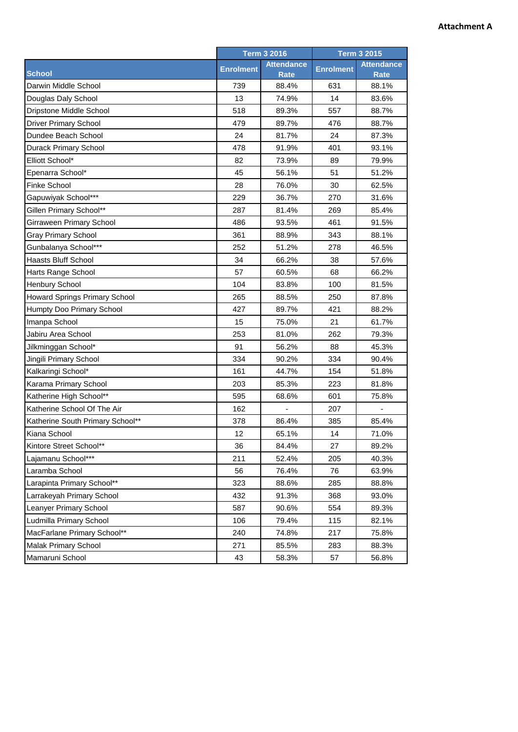**Attachment A**

| School | Term 3 2016 | | Term 3 2015 | |
|---|---|---|---|---|
| | Enrolment | Attendance Rate | Enrolment | Attendance Rate |
| Darwin Middle School | 739 | 88.4% | 631 | 88.1% |
| Douglas Daly School | 13 | 74.9% | 14 | 83.6% |
| Dripstone Middle School | 518 | 89.3% | 557 | 88.7% |
| Driver Primary School | 479 | 89.7% | 476 | 88.7% |
| Dundee Beach School | 24 | 81.7% | 24 | 87.3% |
| Durack Primary School | 478 | 91.9% | 401 | 93.1% |
| Elliott School* | 82 | 73.9% | 89 | 79.9% |
| Epenarra School* | 45 | 56.1% | 51 | 51.2% |
| Finke School | 28 | 76.0% | 30 | 62.5% |
| Gapuwiyak School*** | 229 | 36.7% | 270 | 31.6% |
| Gillen Primary School** | 287 | 81.4% | 269 | 85.4% |
| Girraween Primary School | 486 | 93.5% | 461 | 91.5% |
| Gray Primary School | 361 | 88.9% | 343 | 88.1% |
| Gunbalanya School*** | 252 | 51.2% | 278 | 46.5% |
| Haasts Bluff School | 34 | 66.2% | 38 | 57.6% |
| Harts Range School | 57 | 60.5% | 68 | 66.2% |
| Henbury School | 104 | 83.8% | 100 | 81.5% |
| Howard Springs Primary School | 265 | 88.5% | 250 | 87.8% |
| Humpty Doo Primary School | 427 | 89.7% | 421 | 88.2% |
| Imanpa School | 15 | 75.0% | 21 | 61.7% |
| Jabiru Area School | 253 | 81.0% | 262 | 79.3% |
| Jilkminggan School* | 91 | 56.2% | 88 | 45.3% |
| Jingili Primary School | 334 | 90.2% | 334 | 90.4% |
| Kalkaringi School* | 161 | 44.7% | 154 | 51.8% |
| Karama Primary School | 203 | 85.3% | 223 | 81.8% |
| Katherine High School** | 595 | 68.6% | 601 | 75.8% |
| Katherine School Of The Air | 162 | - | 207 | - |
| Katherine South Primary School** | 378 | 86.4% | 385 | 85.4% |
| Kiana School | 12 | 65.1% | 14 | 71.0% |
| Kintore Street School** | 36 | 84.4% | 27 | 89.2% |
| Lajamanu School*** | 211 | 52.4% | 205 | 40.3% |
| Laramba School | 56 | 76.4% | 76 | 63.9% |
| Larapinta Primary School** | 323 | 88.6% | 285 | 88.8% |
| Larrakeyah Primary School | 432 | 91.3% | 368 | 93.0% |
| Leanyer Primary School | 587 | 90.6% | 554 | 89.3% |
| Ludmilla Primary School | 106 | 79.4% | 115 | 82.1% |
| MacFarlane Primary School** | 240 | 74.8% | 217 | 75.8% |
| Malak Primary School | 271 | 85.5% | 283 | 88.3% |
| Mamaruni School | 43 | 58.3% | 57 | 56.8% |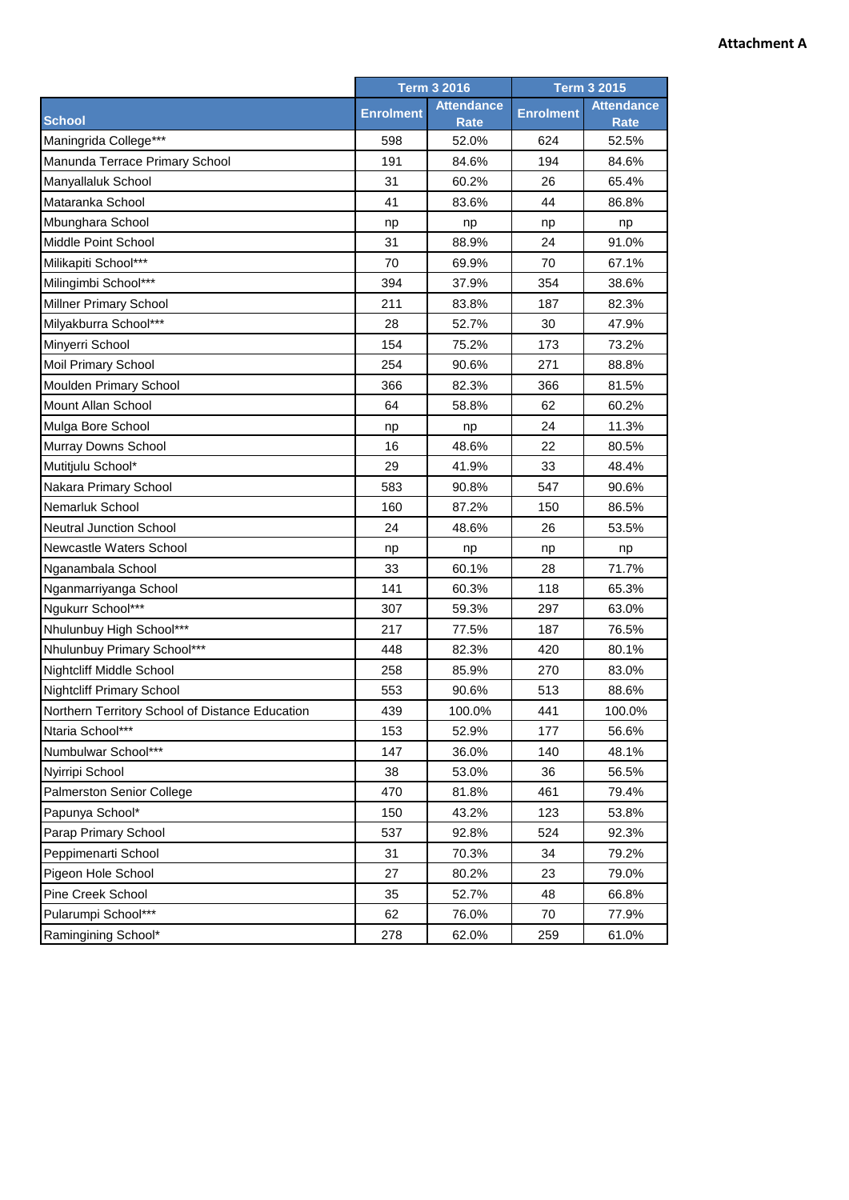**Attachment A**

| School | Term 3 2016 | | Term 3 2015 | |
|---|---|---|---|---|
| | Enrolment | Attendance Rate | Enrolment | Attendance Rate |
| Maningrida College*** | 598 | 52.0% | 624 | 52.5% |
| Manunda Terrace Primary School | 191 | 84.6% | 194 | 84.6% |
| Manyallaluk School | 31 | 60.2% | 26 | 65.4% |
| Mataranka School | 41 | 83.6% | 44 | 86.8% |
| Mbunghara School | np | np | np | np |
| Middle Point School | 31 | 88.9% | 24 | 91.0% |
| Milikapiti School*** | 70 | 69.9% | 70 | 67.1% |
| Milingimbi School*** | 394 | 37.9% | 354 | 38.6% |
| Millner Primary School | 211 | 83.8% | 187 | 82.3% |
| Milyakburra School*** | 28 | 52.7% | 30 | 47.9% |
| Minyerri School | 154 | 75.2% | 173 | 73.2% |
| Moil Primary School | 254 | 90.6% | 271 | 88.8% |
| Moulden Primary School | 366 | 82.3% | 366 | 81.5% |
| Mount Allan School | 64 | 58.8% | 62 | 60.2% |
| Mulga Bore School | np | np | 24 | 11.3% |
| Murray Downs School | 16 | 48.6% | 22 | 80.5% |
| Mutitjulu School* | 29 | 41.9% | 33 | 48.4% |
| Nakara Primary School | 583 | 90.8% | 547 | 90.6% |
| Nemarluk School | 160 | 87.2% | 150 | 86.5% |
| Neutral Junction School | 24 | 48.6% | 26 | 53.5% |
| Newcastle Waters School | np | np | np | np |
| Nganambala School | 33 | 60.1% | 28 | 71.7% |
| Nganmarriyanga School | 141 | 60.3% | 118 | 65.3% |
| Ngukurr School*** | 307 | 59.3% | 297 | 63.0% |
| Nhulunbuy High School*** | 217 | 77.5% | 187 | 76.5% |
| Nhulunbuy Primary School*** | 448 | 82.3% | 420 | 80.1% |
| Nightcliff Middle School | 258 | 85.9% | 270 | 83.0% |
| Nightcliff Primary School | 553 | 90.6% | 513 | 88.6% |
| Northern Territory School of Distance Education | 439 | 100.0% | 441 | 100.0% |
| Ntaria School*** | 153 | 52.9% | 177 | 56.6% |
| Numbulwar School*** | 147 | 36.0% | 140 | 48.1% |
| Nyirripi School | 38 | 53.0% | 36 | 56.5% |
| Palmerston Senior College | 470 | 81.8% | 461 | 79.4% |
| Papunya School* | 150 | 43.2% | 123 | 53.8% |
| Parap Primary School | 537 | 92.8% | 524 | 92.3% |
| Peppimenarti School | 31 | 70.3% | 34 | 79.2% |
| Pigeon Hole School | 27 | 80.2% | 23 | 79.0% |
| Pine Creek School | 35 | 52.7% | 48 | 66.8% |
| Pularumpi School*** | 62 | 76.0% | 70 | 77.9% |
| Ramingining School* | 278 | 62.0% | 259 | 61.0% |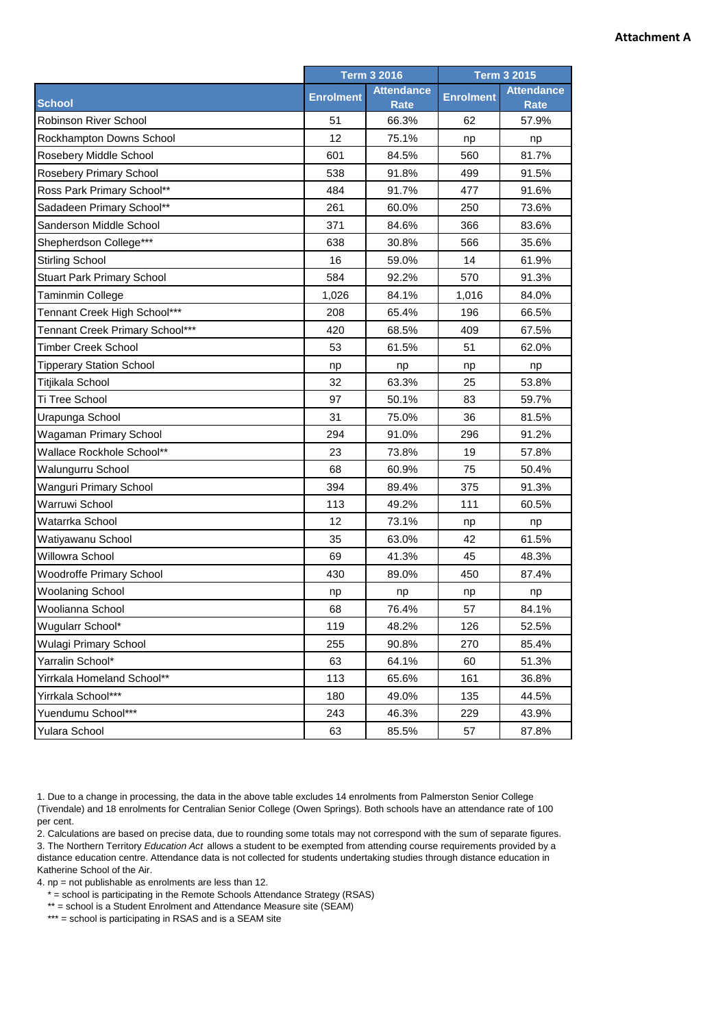**Attachment A**

| | Term 3 2016 | | Term 3 2015 | |
|---|---|---|---|---|
| **School** | **Enrolment** | **Attendance Rate** | **Enrolment** | **Attendance Rate** |
| Robinson River School | 51 | 66.3% | 62 | 57.9% |
| Rockhampton Downs School | 12 | 75.1% | np | np |
| Rosebery Middle School | 601 | 84.5% | 560 | 81.7% |
| Rosebery Primary School | 538 | 91.8% | 499 | 91.5% |
| Ross Park Primary School** | 484 | 91.7% | 477 | 91.6% |
| Sadadeen Primary School** | 261 | 60.0% | 250 | 73.6% |
| Sanderson Middle School | 371 | 84.6% | 366 | 83.6% |
| Shepherdson College*** | 638 | 30.8% | 566 | 35.6% |
| Stirling School | 16 | 59.0% | 14 | 61.9% |
| Stuart Park Primary School | 584 | 92.2% | 570 | 91.3% |
| Taminmin College | 1,026 | 84.1% | 1,016 | 84.0% |
| Tennant Creek High School*** | 208 | 65.4% | 196 | 66.5% |
| Tennant Creek Primary School*** | 420 | 68.5% | 409 | 67.5% |
| Timber Creek School | 53 | 61.5% | 51 | 62.0% |
| Tipperary Station School | np | np | np | np |
| Titjikala School | 32 | 63.3% | 25 | 53.8% |
| Ti Tree School | 97 | 50.1% | 83 | 59.7% |
| Urapunga School | 31 | 75.0% | 36 | 81.5% |
| Wagaman Primary School | 294 | 91.0% | 296 | 91.2% |
| Wallace Rockhole School** | 23 | 73.8% | 19 | 57.8% |
| Walungurru School | 68 | 60.9% | 75 | 50.4% |
| Wanguri Primary School | 394 | 89.4% | 375 | 91.3% |
| Warruwi School | 113 | 49.2% | 111 | 60.5% |
| Watarrka School | 12 | 73.1% | np | np |
| Watiyawanu School | 35 | 63.0% | 42 | 61.5% |
| Willowra School | 69 | 41.3% | 45 | 48.3% |
| Woodroffe Primary School | 430 | 89.0% | 450 | 87.4% |
| Woolaning School | np | np | np | np |
| Woolianna School | 68 | 76.4% | 57 | 84.1% |
| Wugularr School* | 119 | 48.2% | 126 | 52.5% |
| Wulagi Primary School | 255 | 90.8% | 270 | 85.4% |
| Yarralin School* | 63 | 64.1% | 60 | 51.3% |
| Yirrkala Homeland School** | 113 | 65.6% | 161 | 36.8% |
| Yirrkala School*** | 180 | 49.0% | 135 | 44.5% |
| Yuendumu School*** | 243 | 46.3% | 229 | 43.9% |
| Yulara School | 63 | 85.5% | 57 | 87.8% |

1. Due to a change in processing, the data in the above table excludes 14 enrolments from Palmerston Senior College (Tivendale) and 18 enrolments for Centralian Senior College (Owen Springs). Both schools have an attendance rate of 100 per cent.
2. Calculations are based on precise data, due to rounding some totals may not correspond with the sum of separate figures.
3. The Northern Territory *Education Act* allows a student to be exempted from attending course requirements provided by a distance education centre. Attendance data is not collected for students undertaking studies through distance education in Katherine School of the Air.
4. np = not publishable as enrolments are less than 12.

\* = school is participating in the Remote Schools Attendance Strategy (RSAS)

** = school is a Student Enrolment and Attendance Measure site (SEAM)

*** = school is participating in RSAS and is a SEAM site